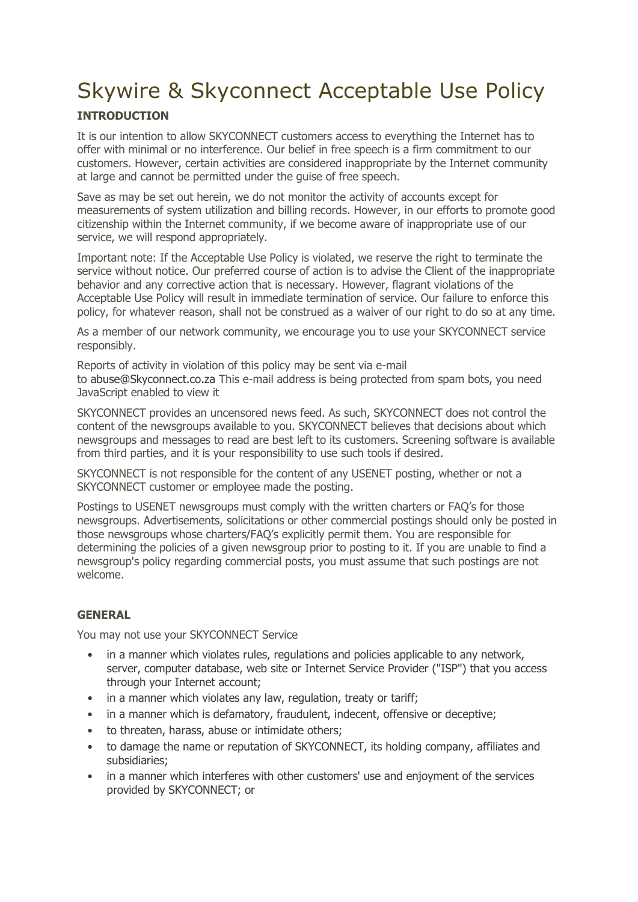# Skywire & Skyconnect Acceptable Use Policy

## INTRODUCTION

It is our intention to allow SKYCONNECT customers access to everything the Internet has to offer with minimal or no interference. Our belief in free speech is a firm commitment to our customers. However, certain activities are considered inappropriate by the Internet community at large and cannot be permitted under the guise of free speech.

Save as may be set out herein, we do not monitor the activity of accounts except for measurements of system utilization and billing records. However, in our efforts to promote good citizenship within the Internet community, if we become aware of inappropriate use of our service, we will respond appropriately.

Important note: If the Acceptable Use Policy is violated, we reserve the right to terminate the service without notice. Our preferred course of action is to advise the Client of the inappropriate behavior and any corrective action that is necessary. However, flagrant violations of the Acceptable Use Policy will result in immediate termination of service. Our failure to enforce this policy, for whatever reason, shall not be construed as a waiver of our right to do so at any time.

As a member of our network community, we encourage you to use your SKYCONNECT service responsibly.

Reports of activity in violation of this policy may be sent via e-mail to abuse@Skyconnect.co.za This e-mail address is being protected from spam bots, you need JavaScript enabled to view it

SKYCONNECT provides an uncensored news feed. As such, SKYCONNECT does not control the content of the newsgroups available to you. SKYCONNECT believes that decisions about which newsgroups and messages to read are best left to its customers. Screening software is available from third parties, and it is your responsibility to use such tools if desired.

SKYCONNECT is not responsible for the content of any USENET posting, whether or not a SKYCONNECT customer or employee made the posting.

Postings to USENET newsgroups must comply with the written charters or FAQ's for those newsgroups. Advertisements, solicitations or other commercial postings should only be posted in those newsgroups whose charters/FAQ's explicitly permit them. You are responsible for determining the policies of a given newsgroup prior to posting to it. If you are unable to find a newsgroup's policy regarding commercial posts, you must assume that such postings are not welcome.

## GENERAL

You may not use your SKYCONNECT Service

- in a manner which violates rules, regulations and policies applicable to any network, server, computer database, web site or Internet Service Provider ("ISP") that you access through your Internet account;
- in a manner which violates any law, regulation, treaty or tariff;
- in a manner which is defamatory, fraudulent, indecent, offensive or deceptive;
- to threaten, harass, abuse or intimidate others;
- to damage the name or reputation of SKYCONNECT, its holding company, affiliates and subsidiaries;
- in a manner which interferes with other customers' use and enjoyment of the services provided by SKYCONNECT; or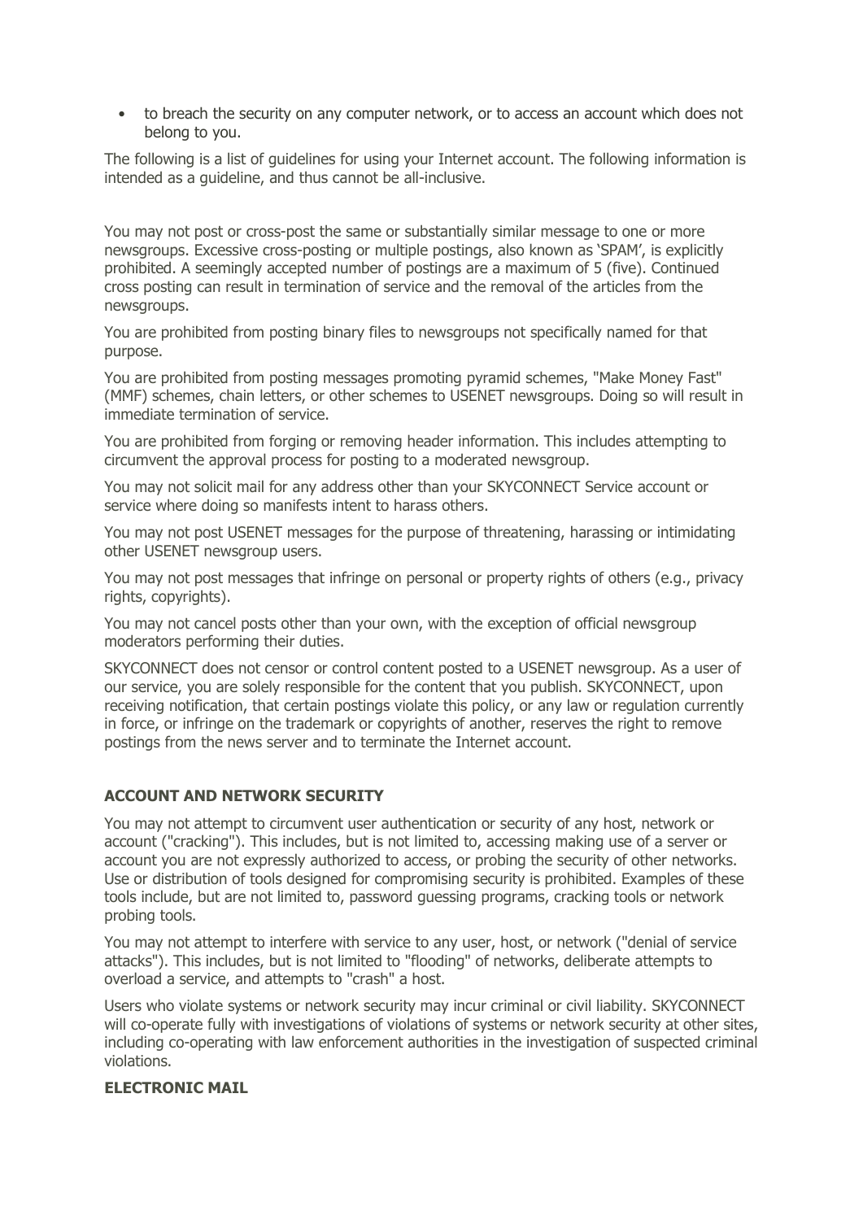- to breach the security on any computer network, or to access an account which does not belong to you.

The following is a list of guidelines for using your Internet account. The following information is intended as a guideline, and thus cannot be all-inclusive.

You may not post or cross-post the same or substantially similar message to one or more newsgroups. Excessive cross-posting or multiple postings, also known as 'SPAM', is explicitly prohibited. A seemingly accepted number of postings are a maximum of 5 (five). Continued cross posting can result in termination of service and the removal of the articles from the newsgroups.

You are prohibited from posting binary files to newsgroups not specifically named for that purpose.

You are prohibited from posting messages promoting pyramid schemes, "Make Money Fast" (MMF) schemes, chain letters, or other schemes to USENET newsgroups. Doing so will result in immediate termination of service.

You are prohibited from forging or removing header information. This includes attempting to circumvent the approval process for posting to a moderated newsgroup.

You may not solicit mail for any address other than your SKYCONNECT Service account or service where doing so manifests intent to harass others.

You may not post USENET messages for the purpose of threatening, harassing or intimidating other USENET newsgroup users.

You may not post messages that infringe on personal or property rights of others (e.g., privacy rights, copyrights).

You may not cancel posts other than your own, with the exception of official newsgroup moderators performing their duties.

SKYCONNECT does not censor or control content posted to a USENET newsgroup. As a user of our service, you are solely responsible for the content that you publish. SKYCONNECT, upon receiving notification, that certain postings violate this policy, or any law or regulation currently in force, or infringe on the trademark or copyrights of another, reserves the right to remove postings from the news server and to terminate the Internet account.

**ACCOUNT AND NETWORK SECURITY**

You may not attempt to circumvent user authentication or security of any host, network or account ("cracking"). This includes, but is not limited to, accessing making use of a server or account you are not expressly authorized to access, or probing the security of other networks. Use or distribution of tools designed for compromising security is prohibited. Examples of these tools include, but are not limited to, password guessing programs, cracking tools or network probing tools.

You may not attempt to interfere with service to any user, host, or network ("denial of service attacks"). This includes, but is not limited to "flooding" of networks, deliberate attempts to overload a service, and attempts to "crash" a host.

Users who violate systems or network security may incur criminal or civil liability. SKYCONNECT will co-operate fully with investigations of violations of systems or network security at other sites, including co-operating with law enforcement authorities in the investigation of suspected criminal violations.

**ELECTRONIC MAIL**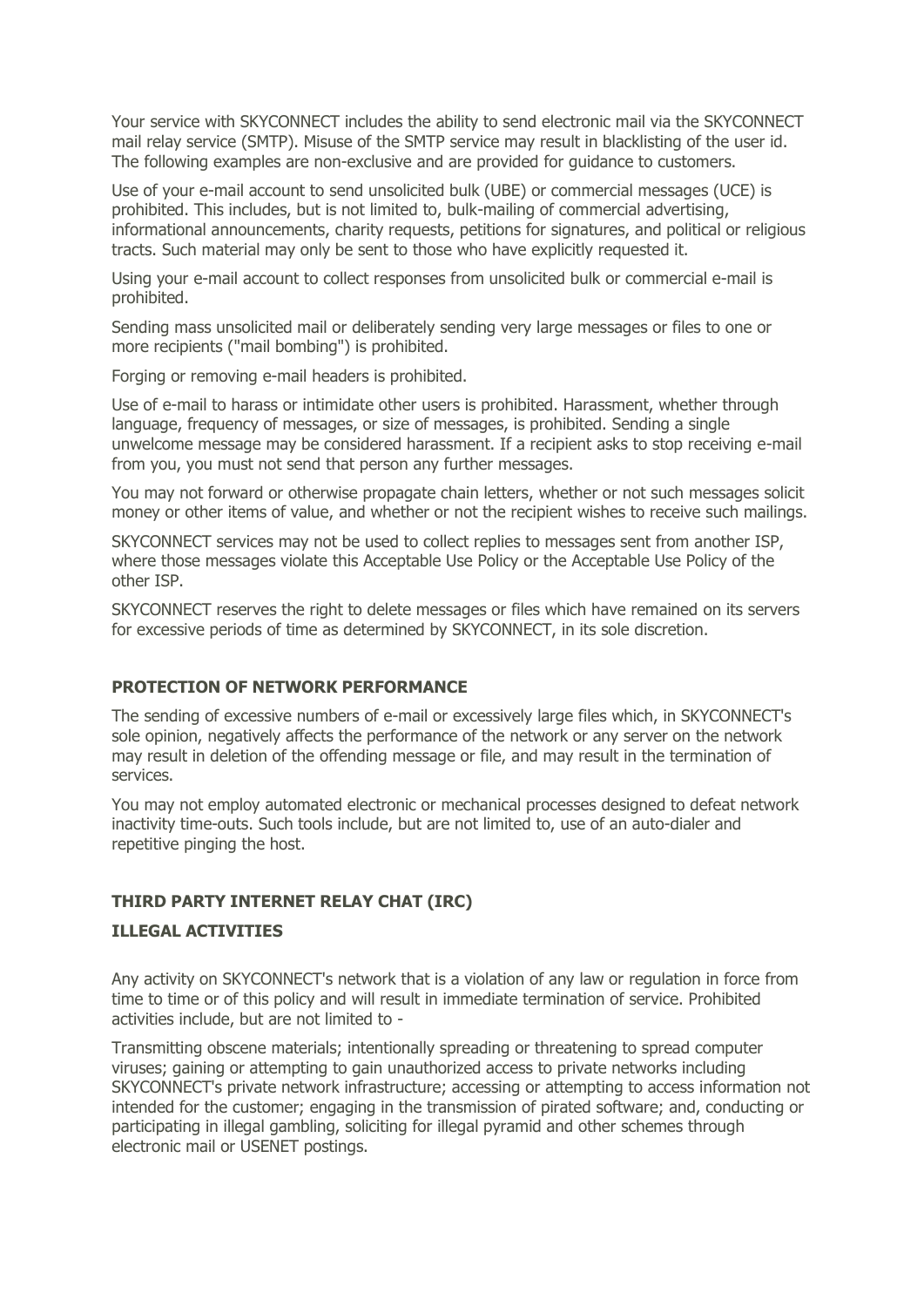Your service with SKYCONNECT includes the ability to send electronic mail via the SKYCONNECT mail relay service (SMTP). Misuse of the SMTP service may result in blacklisting of the user id. The following examples are non-exclusive and are provided for guidance to customers.

Use of your e-mail account to send unsolicited bulk (UBE) or commercial messages (UCE) is prohibited. This includes, but is not limited to, bulk-mailing of commercial advertising, informational announcements, charity requests, petitions for signatures, and political or religious tracts. Such material may only be sent to those who have explicitly requested it.

Using your e-mail account to collect responses from unsolicited bulk or commercial e-mail is prohibited.

Sending mass unsolicited mail or deliberately sending very large messages or files to one or more recipients ("mail bombing") is prohibited.

Forging or removing e-mail headers is prohibited.

Use of e-mail to harass or intimidate other users is prohibited. Harassment, whether through language, frequency of messages, or size of messages, is prohibited. Sending a single unwelcome message may be considered harassment. If a recipient asks to stop receiving e-mail from you, you must not send that person any further messages.

You may not forward or otherwise propagate chain letters, whether or not such messages solicit money or other items of value, and whether or not the recipient wishes to receive such mailings.

SKYCONNECT services may not be used to collect replies to messages sent from another ISP, where those messages violate this Acceptable Use Policy or the Acceptable Use Policy of the other ISP.

SKYCONNECT reserves the right to delete messages or files which have remained on its servers for excessive periods of time as determined by SKYCONNECT, in its sole discretion.

## PROTECTION OF NETWORK PERFORMANCE

The sending of excessive numbers of e-mail or excessively large files which, in SKYCONNECT's sole opinion, negatively affects the performance of the network or any server on the network may result in deletion of the offending message or file, and may result in the termination of services.

You may not employ automated electronic or mechanical processes designed to defeat network inactivity time-outs. Such tools include, but are not limited to, use of an auto-dialer and repetitive pinging the host.

## THIRD PARTY INTERNET RELAY CHAT (IRC)

## ILLEGAL ACTIVITIES

Any activity on SKYCONNECT's network that is a violation of any law or regulation in force from time to time or of this policy and will result in immediate termination of service. Prohibited activities include, but are not limited to -

Transmitting obscene materials; intentionally spreading or threatening to spread computer viruses; gaining or attempting to gain unauthorized access to private networks including SKYCONNECT's private network infrastructure; accessing or attempting to access information not intended for the customer; engaging in the transmission of pirated software; and, conducting or participating in illegal gambling, soliciting for illegal pyramid and other schemes through electronic mail or USENET postings.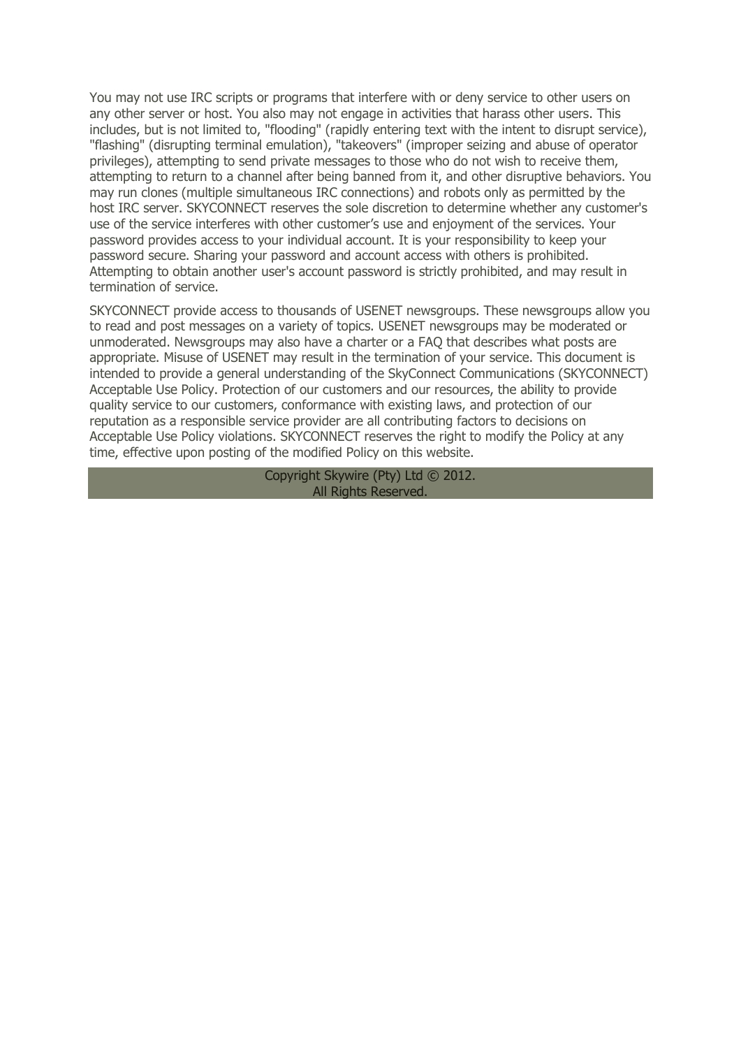You may not use IRC scripts or programs that interfere with or deny service to other users on any other server or host. You also may not engage in activities that harass other users. This includes, but is not limited to, "flooding" (rapidly entering text with the intent to disrupt service), "flashing" (disrupting terminal emulation), "takeovers" (improper seizing and abuse of operator privileges), attempting to send private messages to those who do not wish to receive them, attempting to return to a channel after being banned from it, and other disruptive behaviors. You may run clones (multiple simultaneous IRC connections) and robots only as permitted by the host IRC server. SKYCONNECT reserves the sole discretion to determine whether any customer's use of the service interferes with other customer's use and enjoyment of the services. Your password provides access to your individual account. It is your responsibility to keep your password secure. Sharing your password and account access with others is prohibited. Attempting to obtain another user's account password is strictly prohibited, and may result in termination of service.

SKYCONNECT provide access to thousands of USENET newsgroups. These newsgroups allow you to read and post messages on a variety of topics. USENET newsgroups may be moderated or unmoderated. Newsgroups may also have a charter or a FAQ that describes what posts are appropriate. Misuse of USENET may result in the termination of your service. This document is intended to provide a general understanding of the SkyConnect Communications (SKYCONNECT) Acceptable Use Policy. Protection of our customers and our resources, the ability to provide quality service to our customers, conformance with existing laws, and protection of our reputation as a responsible service provider are all contributing factors to decisions on Acceptable Use Policy violations. SKYCONNECT reserves the right to modify the Policy at any time, effective upon posting of the modified Policy on this website.

Copyright Skywire (Pty) Ltd © 2012.
All Rights Reserved.